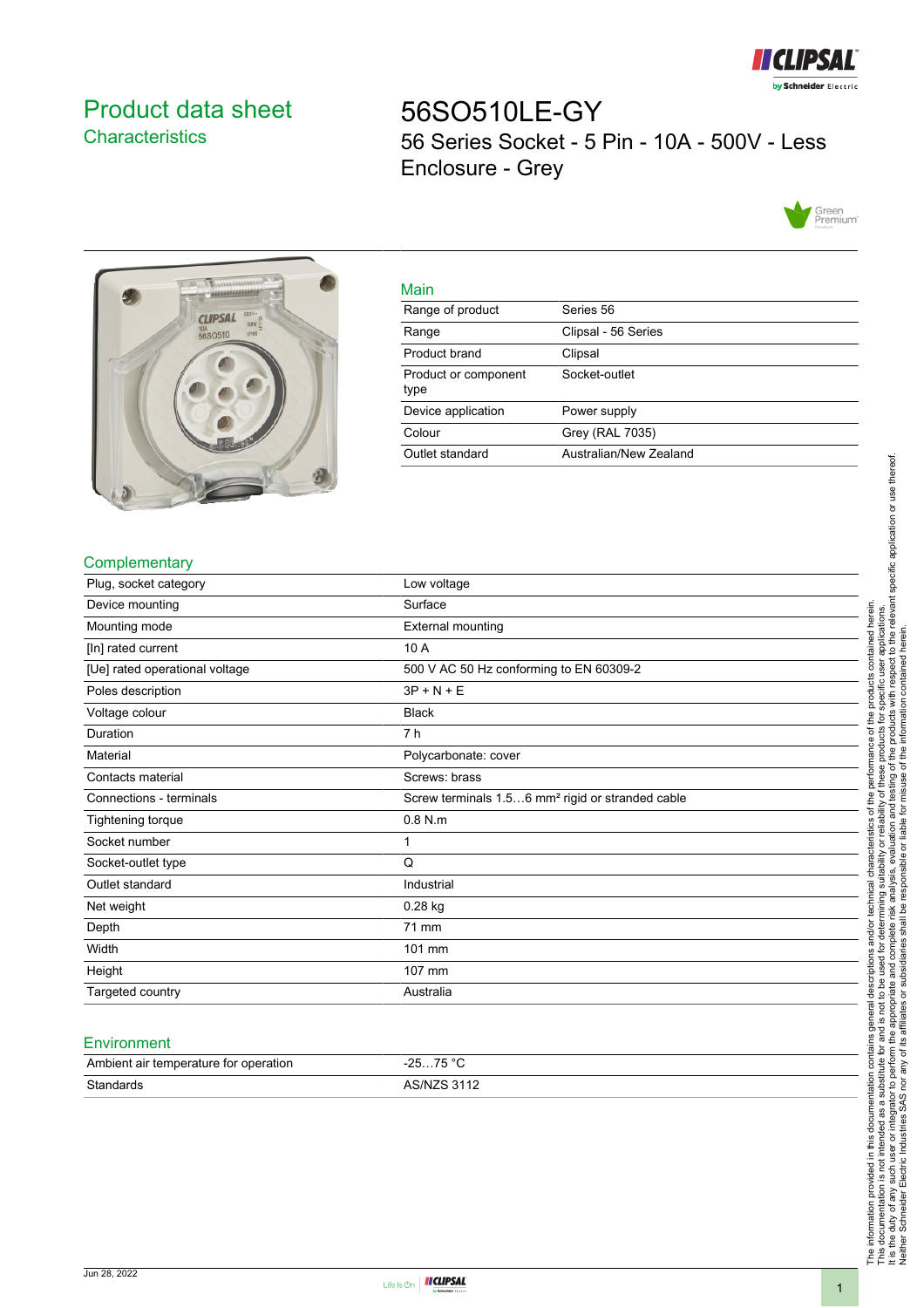# Product data sheet
## Characteristics

# 56SO510LE-GY
56 Series Socket - 5 Pin - 10A - 500V - Less Enclosure - Grey

## Main

| | |
|---|---|
| Range of product | Series 56 |
| Range | Clipsal - 56 Series |
| Product brand | Clipsal |
| Product or component type | Socket-outlet |
| Device application | Power supply |
| Colour | Grey (RAL 7035) |
| Outlet standard | Australian/New Zealand |

## Complementary

| | |
|---|---|
| Plug, socket category | Low voltage |
| Device mounting | Surface |
| Mounting mode | External mounting |
| [In] rated current | 10 A |
| [Ue] rated operational voltage | 500 V AC 50 Hz conforming to EN 60309-2 |
| Poles description | 3P + N + E |
| Voltage colour | Black |
| Duration | 7 h |
| Material | Polycarbonate: cover |
| Contacts material | Screws: brass |
| Connections - terminals | Screw terminals 1.5…6 mm² rigid or stranded cable |
| Tightening torque | 0.8 N.m |
| Socket number | 1 |
| Socket-outlet type | Q |
| Outlet standard | Industrial |
| Net weight | 0.28 kg |
| Depth | 71 mm |
| Width | 101 mm |
| Height | 107 mm |
| Targeted country | Australia |

## Environment

| | |
|---|---|
| Ambient air temperature for operation | -25…75 °C |
| Standards | AS/NZS 3112 |

The information provided in this documentation contains general descriptions and/or technical characteristics of the performance of the products contained herein.
This documentation is not intended as a substitute for and is not to be used for determining suitability or reliability of these products for specific user applications.
It is the duty of any such user or integrator to perform the appropriate and complete risk analysis, evaluation and testing of the products with respect to the relevant specific application or use thereof.
Neither Schneider Electric Industries SAS nor any of its affiliates or subsidiaries shall be responsible or liable for misuse of the information contained herein.

Jun 28, 2022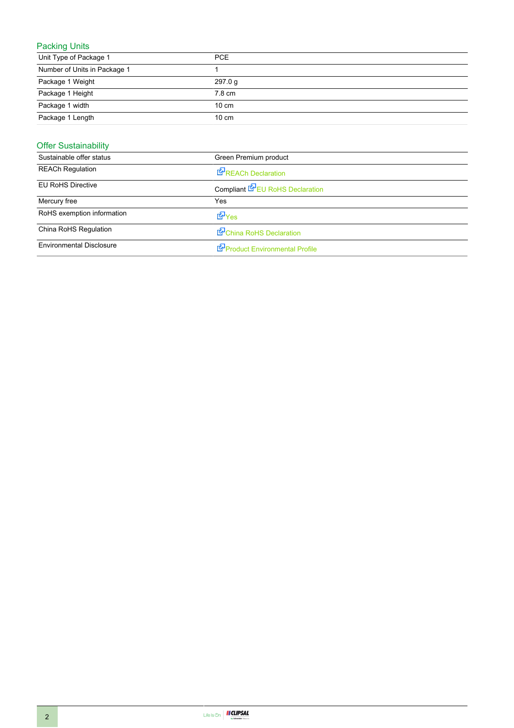## Packing Units

| | |
|---|---|
| Unit Type of Package 1 | PCE |
| Number of Units in Package 1 | 1 |
| Package 1 Weight | 297.0 g |
| Package 1 Height | 7.8 cm |
| Package 1 width | 10 cm |
| Package 1 Length | 10 cm |

## Offer Sustainability

| | |
|---|---|
| Sustainable offer status | Green Premium product |
| REACh Regulation | REACh Declaration |
| EU RoHS Directive | Compliant EU RoHS Declaration |
| Mercury free | Yes |
| RoHS exemption information | Yes |
| China RoHS Regulation | China RoHS Declaration |
| Environmental Disclosure | Product Environmental Profile |